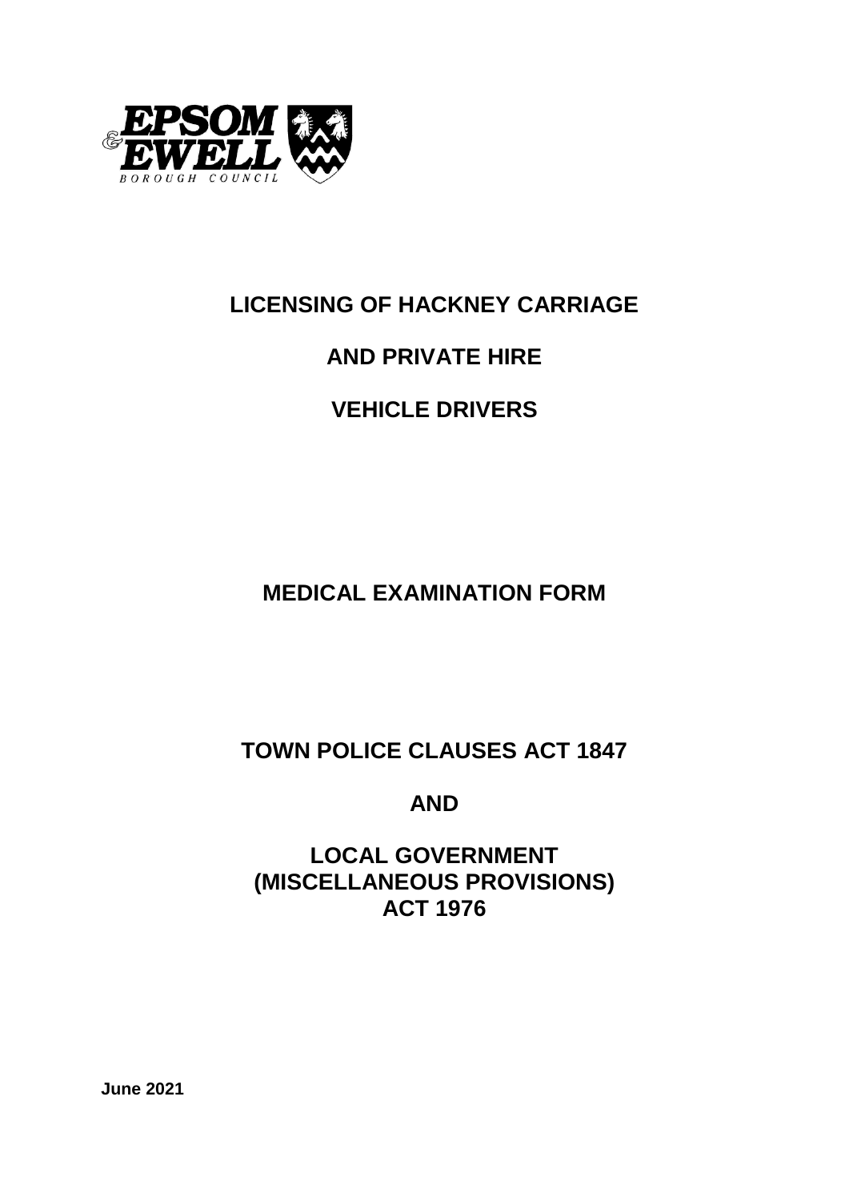EPSOM & EWELL BOROUGH COUNCIL

# LICENSING OF HACKNEY CARRIAGE

# AND PRIVATE HIRE

# VEHICLE DRIVERS

## MEDICAL EXAMINATION FORM

## TOWN POLICE CLAUSES ACT 1847

## AND

## LOCAL GOVERNMENT (MISCELLANEOUS PROVISIONS) ACT 1976

**June 2021**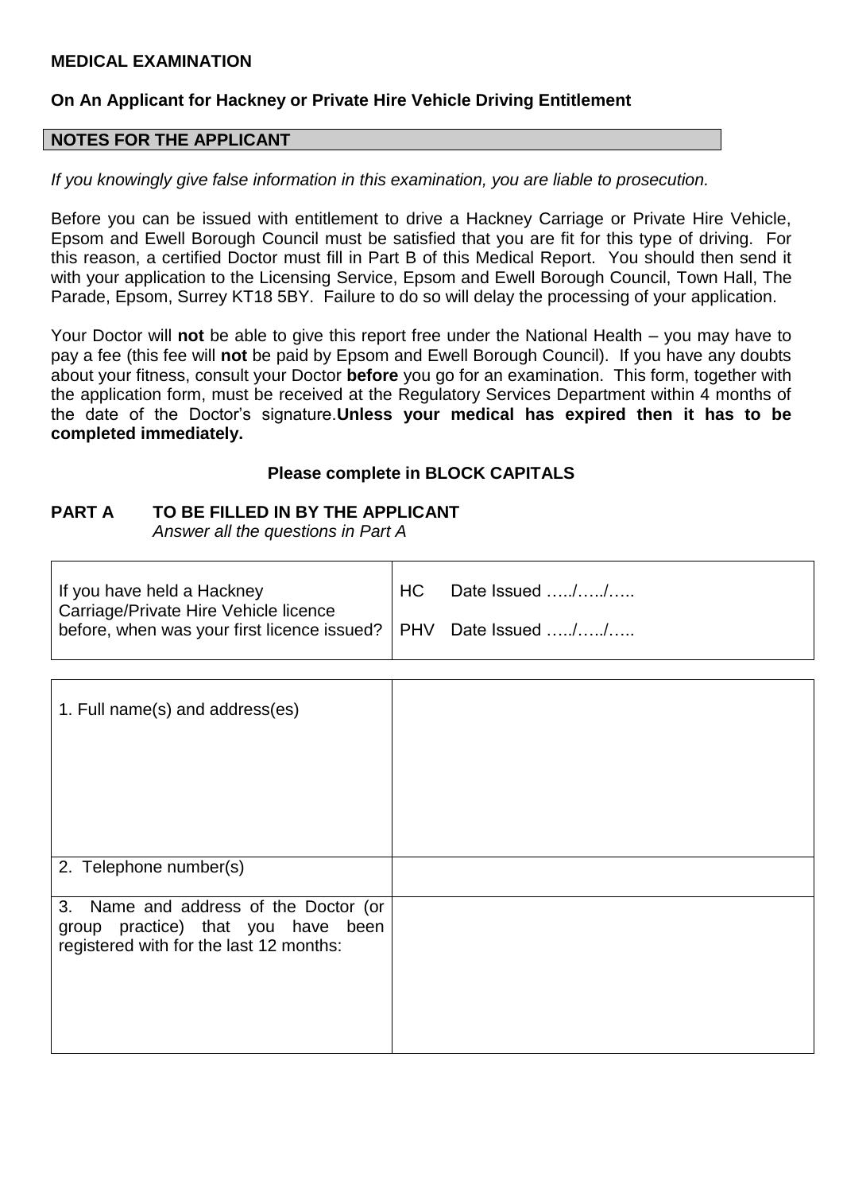**MEDICAL EXAMINATION**

**On An Applicant for Hackney or Private Hire Vehicle Driving Entitlement**

**NOTES FOR THE APPLICANT**

*If you knowingly give false information in this examination, you are liable to prosecution.*

Before you can be issued with entitlement to drive a Hackney Carriage or Private Hire Vehicle, Epsom and Ewell Borough Council must be satisfied that you are fit for this type of driving. For this reason, a certified Doctor must fill in Part B of this Medical Report. You should then send it with your application to the Licensing Service, Epsom and Ewell Borough Council, Town Hall, The Parade, Epsom, Surrey KT18 5BY. Failure to do so will delay the processing of your application.

Your Doctor will **not** be able to give this report free under the National Health – you may have to pay a fee (this fee will **not** be paid by Epsom and Ewell Borough Council). If you have any doubts about your fitness, consult your Doctor **before** you go for an examination. This form, together with the application form, must be received at the Regulatory Services Department within 4 months of the date of the Doctor's signature.**Unless your medical has expired then it has to be completed immediately.**

**Please complete in BLOCK CAPITALS**

**PART A TO BE FILLED IN BY THE APPLICANT**
*Answer all the questions in Part A*

| | |
|---|---|
| If you have held a Hackney Carriage/Private Hire Vehicle licence before, when was your first licence issued? | HC Date Issued …../…../….. <br> PHV Date Issued …../…../….. |

| | |
|---|---|
| 1. Full name(s) and address(es) | |
| 2. Telephone number(s) | |
| 3. Name and address of the Doctor (or group practice) that you have been registered with for the last 12 months: | |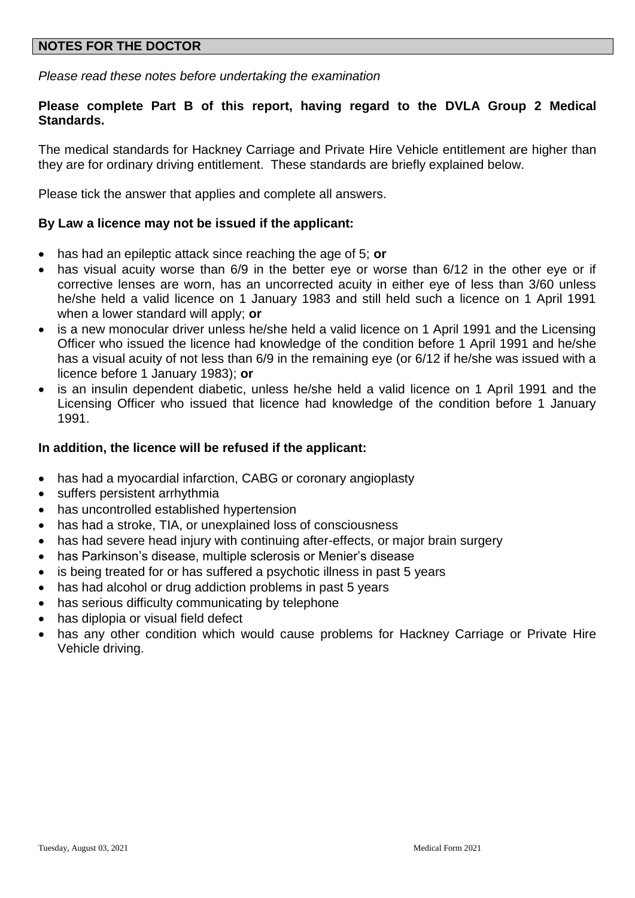## NOTES FOR THE DOCTOR

*Please read these notes before undertaking the examination*

**Please complete Part B of this report, having regard to the DVLA Group 2 Medical Standards.**

The medical standards for Hackney Carriage and Private Hire Vehicle entitlement are higher than they are for ordinary driving entitlement. These standards are briefly explained below.

Please tick the answer that applies and complete all answers.

**By Law a licence may not be issued if the applicant:**

- has had an epileptic attack since reaching the age of 5; **or**
- has visual acuity worse than 6/9 in the better eye or worse than 6/12 in the other eye or if corrective lenses are worn, has an uncorrected acuity in either eye of less than 3/60 unless he/she held a valid licence on 1 January 1983 and still held such a licence on 1 April 1991 when a lower standard will apply; **or**
- is a new monocular driver unless he/she held a valid licence on 1 April 1991 and the Licensing Officer who issued the licence had knowledge of the condition before 1 April 1991 and he/she has a visual acuity of not less than 6/9 in the remaining eye (or 6/12 if he/she was issued with a licence before 1 January 1983); **or**
- is an insulin dependent diabetic, unless he/she held a valid licence on 1 April 1991 and the Licensing Officer who issued that licence had knowledge of the condition before 1 January 1991.

**In addition, the licence will be refused if the applicant:**

- has had a myocardial infarction, CABG or coronary angioplasty
- suffers persistent arrhythmia
- has uncontrolled established hypertension
- has had a stroke, TIA, or unexplained loss of consciousness
- has had severe head injury with continuing after-effects, or major brain surgery
- has Parkinson's disease, multiple sclerosis or Menier's disease
- is being treated for or has suffered a psychotic illness in past 5 years
- has had alcohol or drug addiction problems in past 5 years
- has serious difficulty communicating by telephone
- has diplopia or visual field defect
- has any other condition which would cause problems for Hackney Carriage or Private Hire Vehicle driving.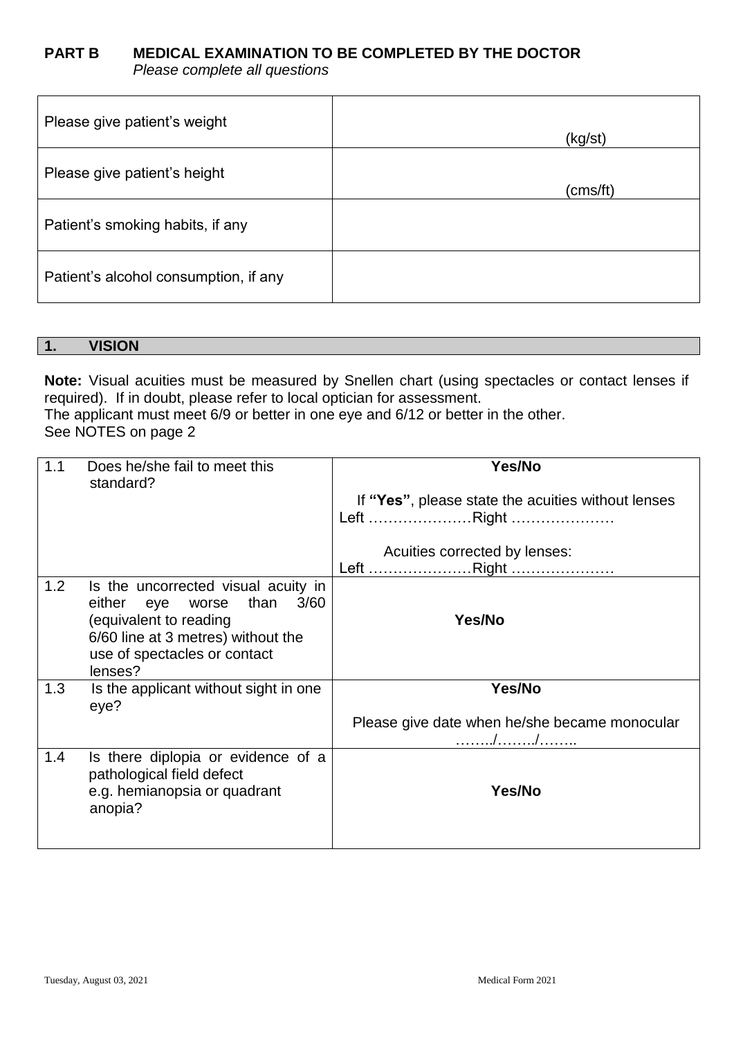## PART B MEDICAL EXAMINATION TO BE COMPLETED BY THE DOCTOR

*Please complete all questions*

| | |
|---|---|
| Please give patient's weight | (kg/st) |
| Please give patient's height | (cms/ft) |
| Patient's smoking habits, if any | |
| Patient's alcohol consumption, if any | |

### 1. VISION

**Note:** Visual acuities must be measured by Snellen chart (using spectacles or contact lenses if required). If in doubt, please refer to local optician for assessment.
The applicant must meet 6/9 or better in one eye and 6/12 or better in the other.
See NOTES on page 2

| | |
|---|---|
| 1.1 Does he/she fail to meet this standard? | **Yes/No**<br><br>If **"Yes"**, please state the acuities without lenses<br>Left …………………Right …………………<br><br>Acuities corrected by lenses:<br>Left …………………Right ………………… |
| 1.2 Is the uncorrected visual acuity in either eye worse than 3/60 (equivalent to reading 6/60 line at 3 metres) without the use of spectacles or contact lenses? | **Yes/No** |
| 1.3 Is the applicant without sight in one eye? | **Yes/No**<br><br>Please give date when he/she became monocular<br>……../……../…….. |
| 1.4 Is there diplopia or evidence of a pathological field defect e.g. hemianopsia or quadrant anopia? | **Yes/No** |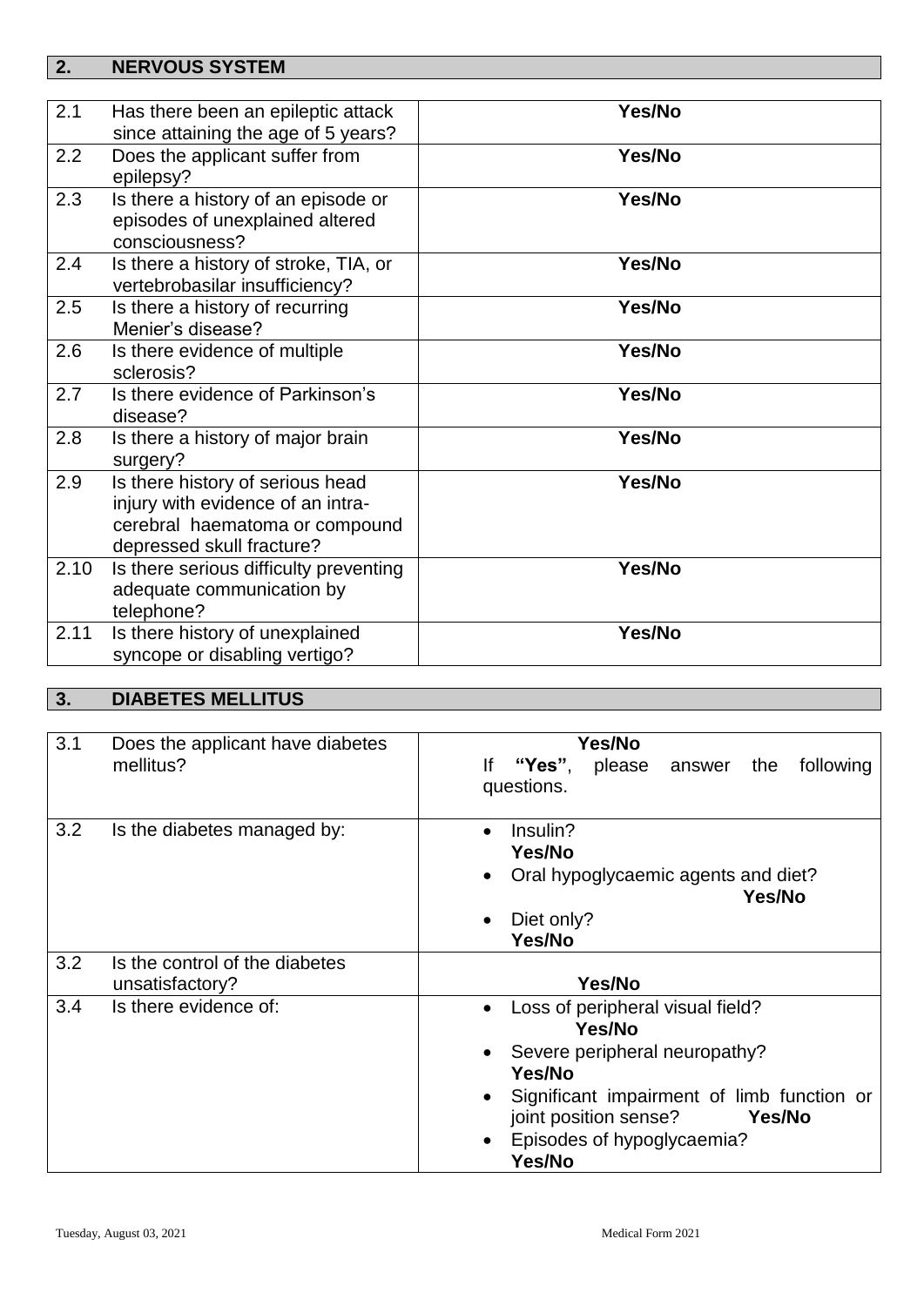## 2. NERVOUS SYSTEM

| | | |
|---|---|---|
| 2.1 | Has there been an epileptic attack since attaining the age of 5 years? | **Yes/No** |
| 2.2 | Does the applicant suffer from epilepsy? | **Yes/No** |
| 2.3 | Is there a history of an episode or episodes of unexplained altered consciousness? | **Yes/No** |
| 2.4 | Is there a history of stroke, TIA, or vertebrobasilar insufficiency? | **Yes/No** |
| 2.5 | Is there a history of recurring Menier's disease? | **Yes/No** |
| 2.6 | Is there evidence of multiple sclerosis? | **Yes/No** |
| 2.7 | Is there evidence of Parkinson's disease? | **Yes/No** |
| 2.8 | Is there a history of major brain surgery? | **Yes/No** |
| 2.9 | Is there history of serious head injury with evidence of an intra-cerebral haematoma or compound depressed skull fracture? | **Yes/No** |
| 2.10 | Is there serious difficulty preventing adequate communication by telephone? | **Yes/No** |
| 2.11 | Is there history of unexplained syncope or disabling vertigo? | **Yes/No** |

## 3. DIABETES MELLITUS

| | | |
|---|---|---|
| 3.1 | Does the applicant have diabetes mellitus? | **Yes/No**<br>If **"Yes"**, please answer the following questions. |
| 3.2 | Is the diabetes managed by: | • Insulin? **Yes/No**<br>• Oral hypoglycaemic agents and diet? **Yes/No**<br>• Diet only? **Yes/No** |
| 3.2 | Is the control of the diabetes unsatisfactory? | **Yes/No** |
| 3.4 | Is there evidence of: | • Loss of peripheral visual field? **Yes/No**<br>• Severe peripheral neuropathy? **Yes/No**<br>• Significant impairment of limb function or joint position sense? **Yes/No**<br>• Episodes of hypoglycaemia? **Yes/No** |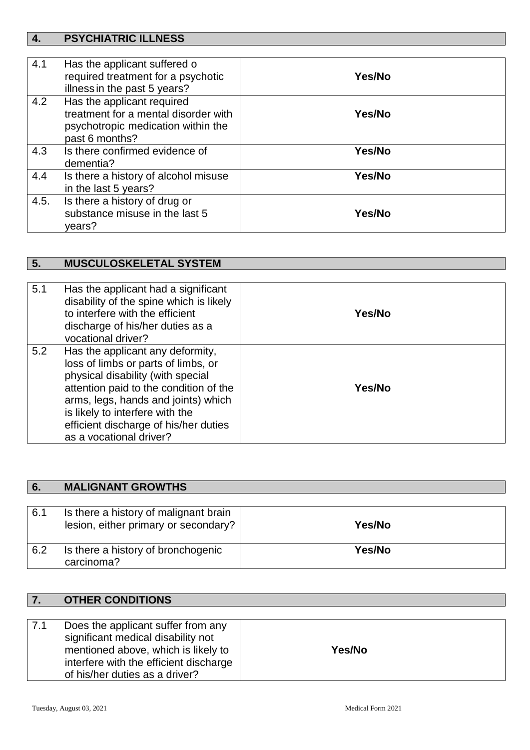## 4. PSYCHIATRIC ILLNESS

| | | |
|---|---|---|
| 4.1 | Has the applicant suffered o required treatment for a psychotic illness in the past 5 years? | **Yes/No** |
| 4.2 | Has the applicant required treatment for a mental disorder with psychotropic medication within the past 6 months? | **Yes/No** |
| 4.3 | Is there confirmed evidence of dementia? | **Yes/No** |
| 4.4 | Is there a history of alcohol misuse in the last 5 years? | **Yes/No** |
| 4.5. | Is there a history of drug or substance misuse in the last 5 years? | **Yes/No** |

## 5. MUSCULOSKELETAL SYSTEM

| | | |
|---|---|---|
| 5.1 | Has the applicant had a significant disability of the spine which is likely to interfere with the efficient discharge of his/her duties as a vocational driver? | **Yes/No** |
| 5.2 | Has the applicant any deformity, loss of limbs or parts of limbs, or physical disability (with special attention paid to the condition of the arms, legs, hands and joints) which is likely to interfere with the efficient discharge of his/her duties as a vocational driver? | **Yes/No** |

## 6. MALIGNANT GROWTHS

| | | |
|---|---|---|
| 6.1 | Is there a history of malignant brain lesion, either primary or secondary? | **Yes/No** |
| 6.2 | Is there a history of bronchogenic carcinoma? | **Yes/No** |

## 7. OTHER CONDITIONS

| | | |
|---|---|---|
| 7.1 | Does the applicant suffer from any significant medical disability not mentioned above, which is likely to interfere with the efficient discharge of his/her duties as a driver? | **Yes/No** |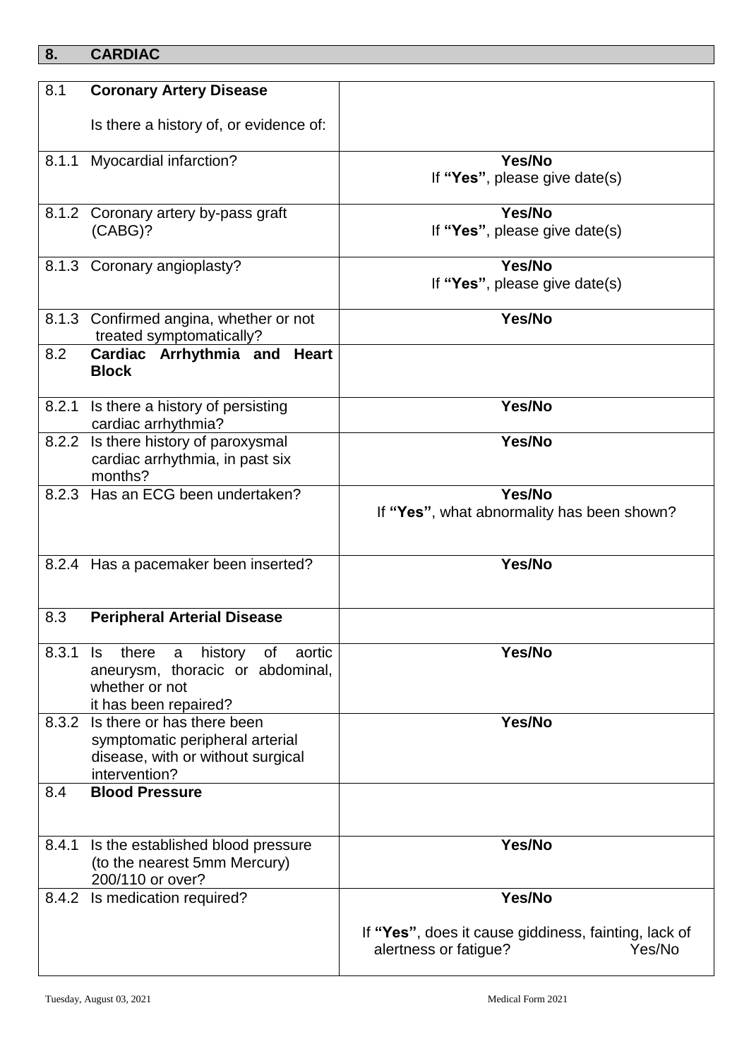## 8. CARDIAC

| | | |
|---|---|---|
| 8.1 | **Coronary Artery Disease**<br><br>Is there a history of, or evidence of: | |
| 8.1.1 | Myocardial infarction? | **Yes/No**<br>If **"Yes"**, please give date(s) |
| 8.1.2 | Coronary artery by-pass graft (CABG)? | **Yes/No**<br>If **"Yes"**, please give date(s) |
| 8.1.3 | Coronary angioplasty? | **Yes/No**<br>If **"Yes"**, please give date(s) |
| 8.1.3 | Confirmed angina, whether or not treated symptomatically? | **Yes/No** |
| 8.2 | **Cardiac Arrhythmia and Heart Block** | |
| 8.2.1 | Is there a history of persisting cardiac arrhythmia? | **Yes/No** |
| 8.2.2 | Is there history of paroxysmal cardiac arrhythmia, in past six months? | **Yes/No** |
| 8.2.3 | Has an ECG been undertaken? | **Yes/No**<br>If **"Yes"**, what abnormality has been shown? |
| 8.2.4 | Has a pacemaker been inserted? | **Yes/No** |
| 8.3 | **Peripheral Arterial Disease** | |
| 8.3.1 | Is there a history of aortic aneurysm, thoracic or abdominal, whether or not it has been repaired? | **Yes/No** |
| 8.3.2 | Is there or has there been symptomatic peripheral arterial disease, with or without surgical intervention? | **Yes/No** |
| 8.4 | **Blood Pressure** | |
| 8.4.1 | Is the established blood pressure (to the nearest 5mm Mercury) 200/110 or over? | **Yes/No** |
| 8.4.2 | Is medication required? | **Yes/No**<br><br>If **"Yes"**, does it cause giddiness, fainting, lack of alertness or fatigue? Yes/No |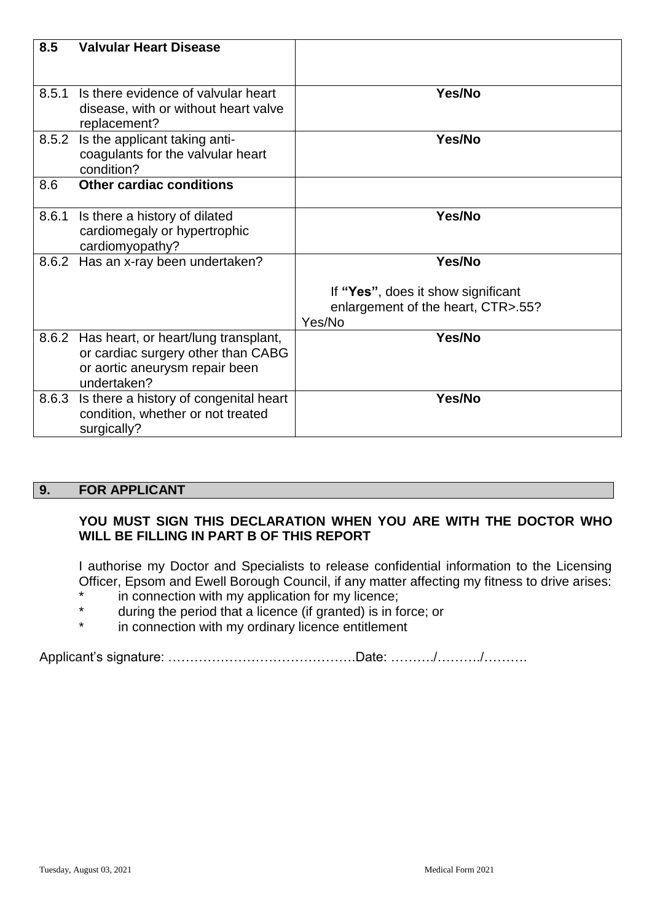| **8.5 Valvular Heart Disease** | |
|---|---|
| 8.5.1 Is there evidence of valvular heart disease, with or without heart valve replacement? | **Yes/No** |
| 8.5.2 Is the applicant taking anti-coagulants for the valvular heart condition? | **Yes/No** |
| 8.6 **Other cardiac conditions** | |
| 8.6.1 Is there a history of dilated cardiomegaly or hypertrophic cardiomyopathy? | **Yes/No** |
| 8.6.2 Has an x-ray been undertaken? | **Yes/No**<br><br>If **"Yes"**, does it show significant enlargement of the heart, CTR>.55?<br>Yes/No |
| 8.6.2 Has heart, or heart/lung transplant, or cardiac surgery other than CABG or aortic aneurysm repair been undertaken? | **Yes/No** |
| 8.6.3 Is there a history of congenital heart condition, whether or not treated surgically? | **Yes/No** |

## 9. FOR APPLICANT

**YOU MUST SIGN THIS DECLARATION WHEN YOU ARE WITH THE DOCTOR WHO WILL BE FILLING IN PART B OF THIS REPORT**

I authorise my Doctor and Specialists to release confidential information to the Licensing Officer, Epsom and Ewell Borough Council, if any matter affecting my fitness to drive arises:

* in connection with my application for my licence;
* during the period that a licence (if granted) is in force; or
* in connection with my ordinary licence entitlement

Applicant's signature: ……………………………………Date: ………./………./……….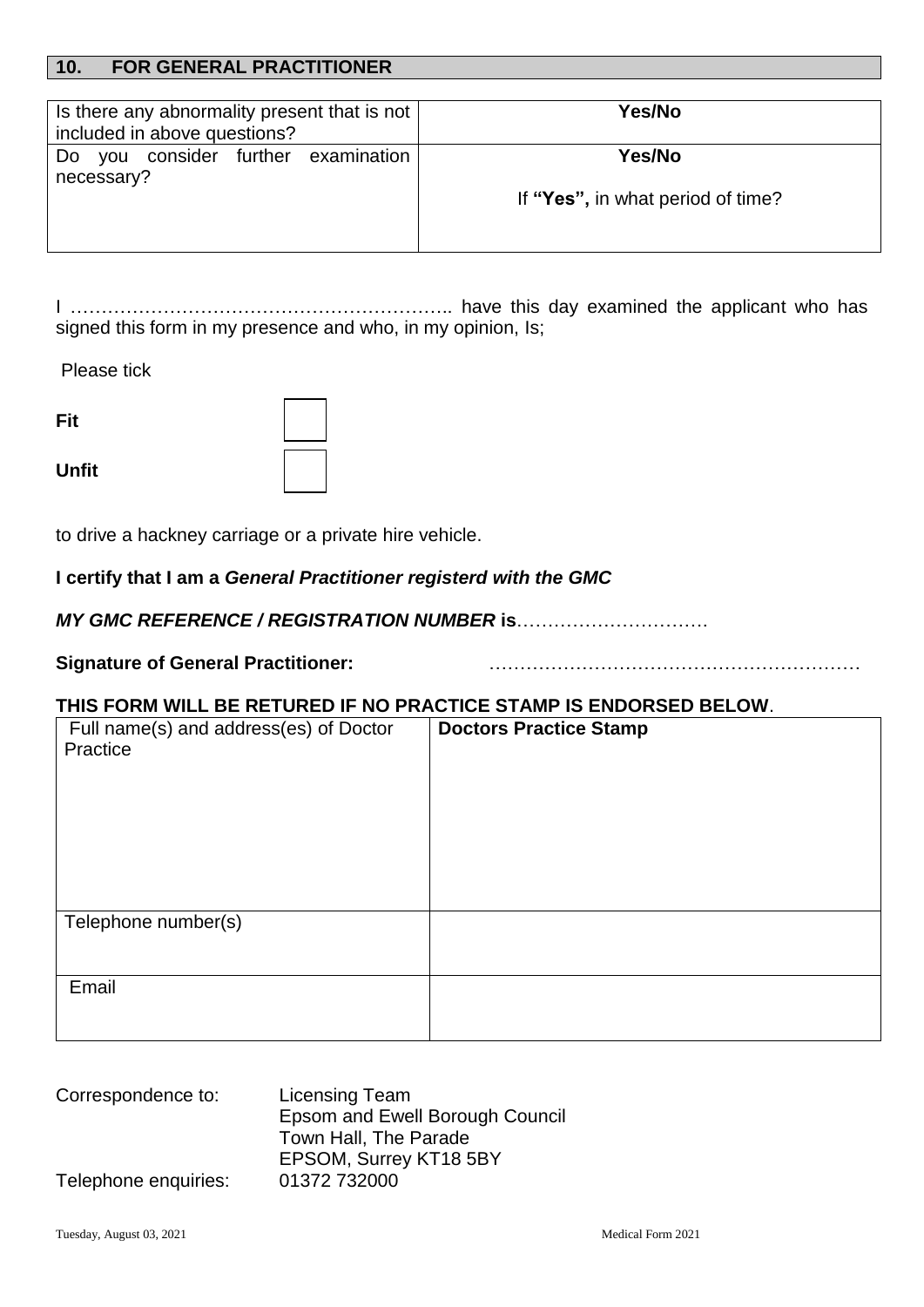## 10. FOR GENERAL PRACTITIONER

| | |
|---|---|
| Is there any abnormality present that is not included in above questions? | **Yes/No** |
| Do you consider further examination necessary? | **Yes/No**<br><br>If **"Yes",** in what period of time? |

I …………………………………………………….. have this day examined the applicant who has signed this form in my presence and who, in my opinion, Is;

Please tick

**Fit** ☐

**Unfit** ☐

to drive a hackney carriage or a private hire vehicle.

**I certify that I am a *General Practitioner registerd with the GMC***

***MY GMC REFERENCE / REGISTRATION NUMBER* is**…………………………

**Signature of General Practitioner:** ……………………………………………………

**THIS FORM WILL BE RETURED IF NO PRACTICE STAMP IS ENDORSED BELOW**.

| | |
|---|---|
| Full name(s) and address(es) of Doctor Practice | **Doctors Practice Stamp** |
| Telephone number(s) | |
| Email | |

Correspondence to: Licensing Team
Epsom and Ewell Borough Council
Town Hall, The Parade
EPSOM, Surrey KT18 5BY

Telephone enquiries: 01372 732000